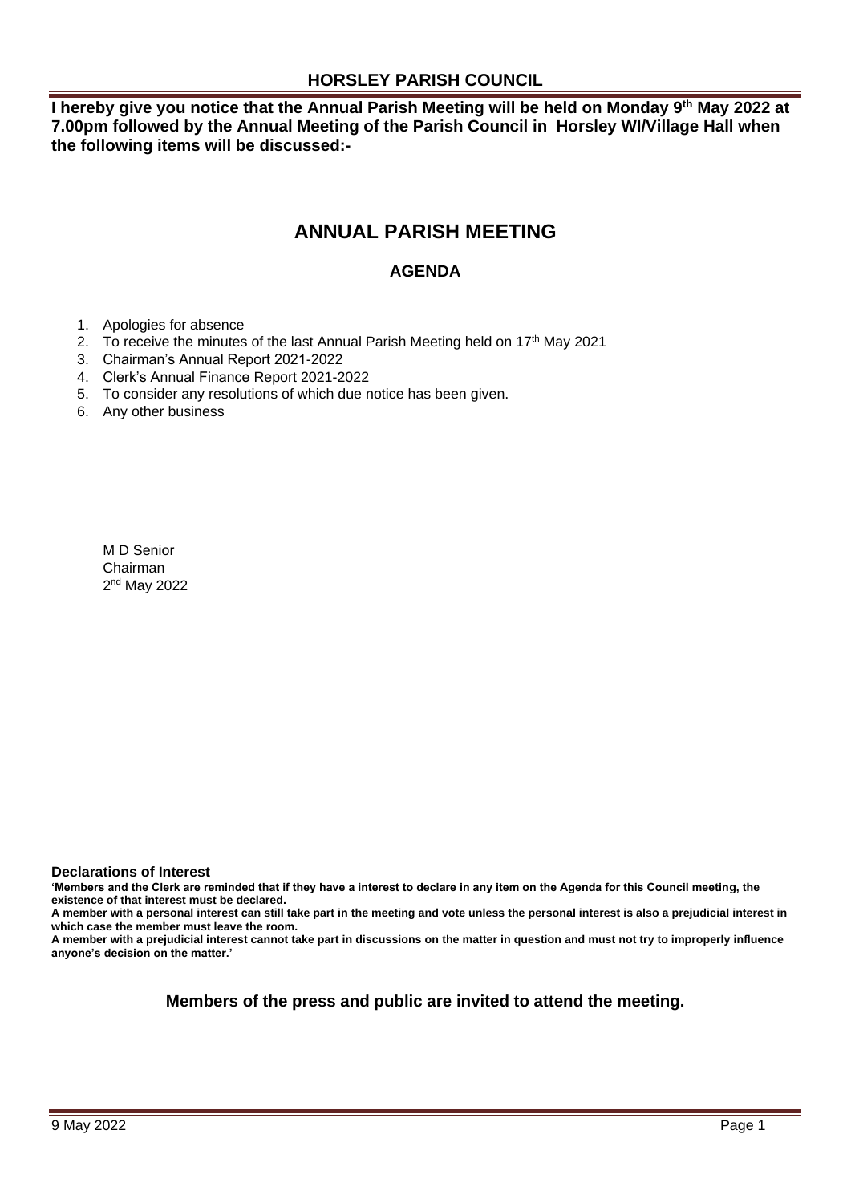## HORSLEY PARISH COUNCIL

**I hereby give you notice that the Annual Parish Meeting will be held on Monday 9th May 2022 at 7.00pm followed by the Annual Meeting of the Parish Council in Horsley WI/Village Hall when the following items will be discussed:-**

# ANNUAL PARISH MEETING

### AGENDA

1. Apologies for absence
2. To receive the minutes of the last Annual Parish Meeting held on 17th May 2021
3. Chairman's Annual Report 2021-2022
4. Clerk's Annual Finance Report 2021-2022
5. To consider any resolutions of which due notice has been given.
6. Any other business

M D Senior
Chairman
2nd May 2022

**Declarations of Interest**

**'Members and the Clerk are reminded that if they have a interest to declare in any item on the Agenda for this Council meeting, the existence of that interest must be declared.**

**A member with a personal interest can still take part in the meeting and vote unless the personal interest is also a prejudicial interest in which case the member must leave the room.**

**A member with a prejudicial interest cannot take part in discussions on the matter in question and must not try to improperly influence anyone's decision on the matter.'**

**Members of the press and public are invited to attend the meeting.**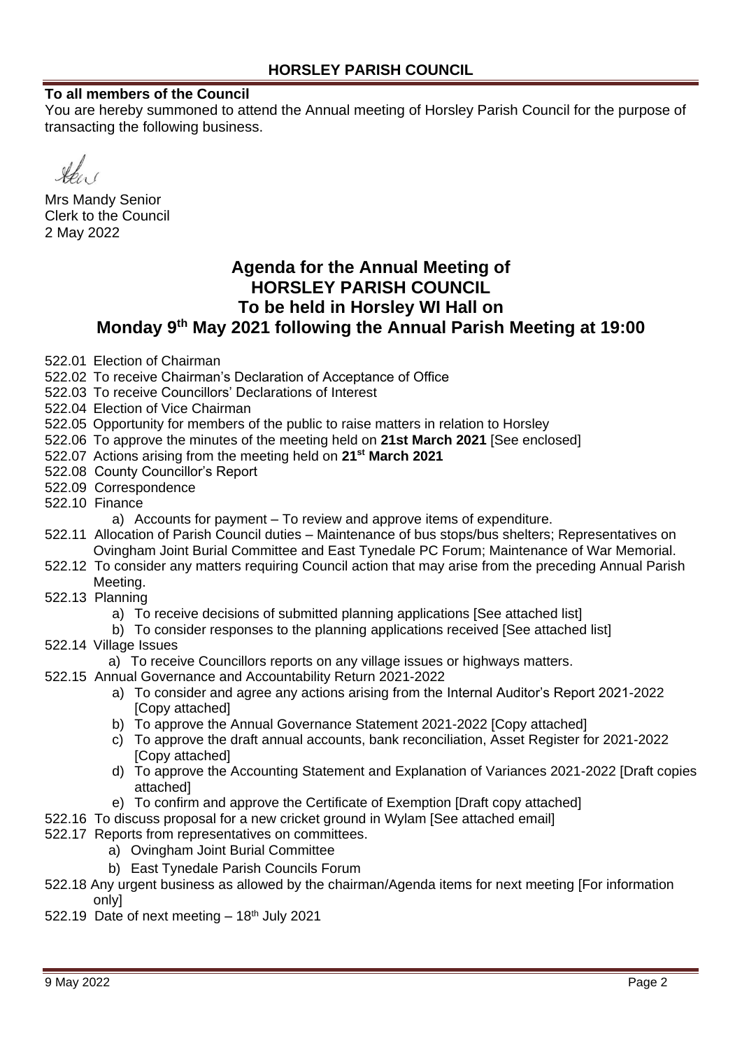## HORSLEY PARISH COUNCIL

**To all members of the Council**

You are hereby summoned to attend the Annual meeting of Horsley Parish Council for the purpose of transacting the following business.

Mrs Mandy Senior
Clerk to the Council
2 May 2022

# Agenda for the Annual Meeting of HORSLEY PARISH COUNCIL To be held in Horsley WI Hall on Monday 9th May 2021 following the Annual Parish Meeting at 19:00

522.01 Election of Chairman
522.02 To receive Chairman's Declaration of Acceptance of Office
522.03 To receive Councillors' Declarations of Interest
522.04 Election of Vice Chairman
522.05 Opportunity for members of the public to raise matters in relation to Horsley
522.06 To approve the minutes of the meeting held on **21st March 2021** [See enclosed]
522.07 Actions arising from the meeting held on **21st March 2021**
522.08 County Councillor's Report
522.09 Correspondence
522.10 Finance
- a) Accounts for payment – To review and approve items of expenditure.

522.11 Allocation of Parish Council duties – Maintenance of bus stops/bus shelters; Representatives on Ovingham Joint Burial Committee and East Tynedale PC Forum; Maintenance of War Memorial.
522.12 To consider any matters requiring Council action that may arise from the preceding Annual Parish Meeting.
522.13 Planning
- a) To receive decisions of submitted planning applications [See attached list]
- b) To consider responses to the planning applications received [See attached list]

522.14 Village Issues
- a) To receive Councillors reports on any village issues or highways matters.

522.15 Annual Governance and Accountability Return 2021-2022
- a) To consider and agree any actions arising from the Internal Auditor's Report 2021-2022 [Copy attached]
- b) To approve the Annual Governance Statement 2021-2022 [Copy attached]
- c) To approve the draft annual accounts, bank reconciliation, Asset Register for 2021-2022 [Copy attached]
- d) To approve the Accounting Statement and Explanation of Variances 2021-2022 [Draft copies attached]
- e) To confirm and approve the Certificate of Exemption [Draft copy attached]

522.16 To discuss proposal for a new cricket ground in Wylam [See attached email]
522.17 Reports from representatives on committees.
- a) Ovingham Joint Burial Committee
- b) East Tynedale Parish Councils Forum

522.18 Any urgent business as allowed by the chairman/Agenda items for next meeting [For information only]
522.19 Date of next meeting – 18th July 2021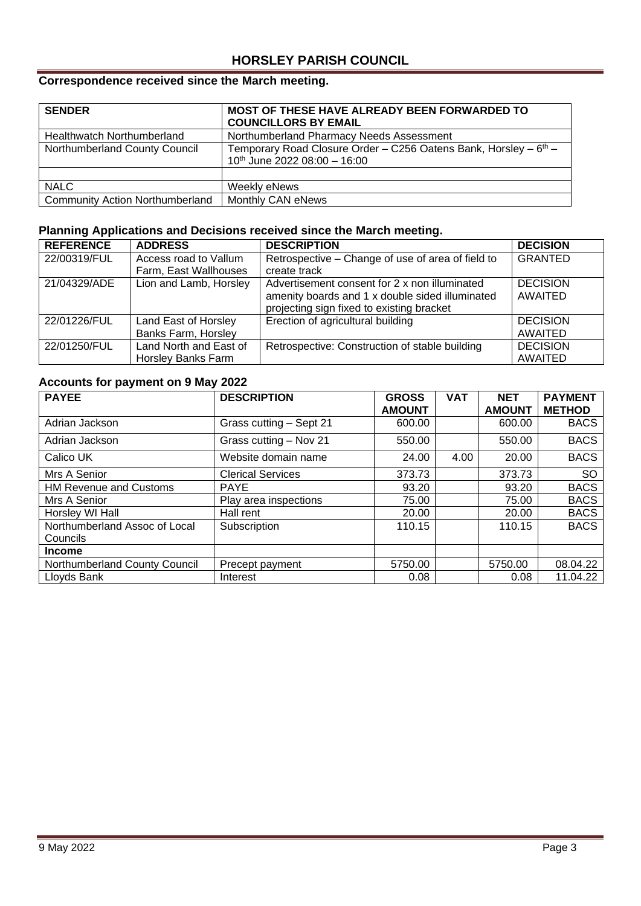# HORSLEY PARISH COUNCIL

## Correspondence received since the March meeting.

| SENDER | MOST OF THESE HAVE ALREADY BEEN FORWARDED TO COUNCILLORS BY EMAIL |
|---|---|
| Healthwatch Northumberland | Northumberland Pharmacy Needs Assessment |
| Northumberland County Council | Temporary Road Closure Order – C256 Oatens Bank, Horsley – 6th – 10th June 2022 08:00 – 16:00 |
| | |
| NALC | Weekly eNews |
| Community Action Northumberland | Monthly CAN eNews |

## Planning Applications and Decisions received since the March meeting.

| REFERENCE | ADDRESS | DESCRIPTION | DECISION |
|---|---|---|---|
| 22/00319/FUL | Access road to Vallum Farm, East Wallhouses | Retrospective – Change of use of area of field to create track | GRANTED |
| 21/04329/ADE | Lion and Lamb, Horsley | Advertisement consent for 2 x non illuminated amenity boards and 1 x double sided illuminated projecting sign fixed to existing bracket | DECISION AWAITED |
| 22/01226/FUL | Land East of Horsley Banks Farm, Horsley | Erection of agricultural building | DECISION AWAITED |
| 22/01250/FUL | Land North and East of Horsley Banks Farm | Retrospective: Construction of stable building | DECISION AWAITED |

## Accounts for payment on 9 May 2022

| PAYEE | DESCRIPTION | GROSS AMOUNT | VAT | NET AMOUNT | PAYMENT METHOD |
|---|---|---|---|---|---|
| Adrian Jackson | Grass cutting – Sept 21 | 600.00 | | 600.00 | BACS |
| Adrian Jackson | Grass cutting – Nov 21 | 550.00 | | 550.00 | BACS |
| Calico UK | Website domain name | 24.00 | 4.00 | 20.00 | BACS |
| Mrs A Senior | Clerical Services | 373.73 | | 373.73 | SO |
| HM Revenue and Customs | PAYE | 93.20 | | 93.20 | BACS |
| Mrs A Senior | Play area inspections | 75.00 | | 75.00 | BACS |
| Horsley WI Hall | Hall rent | 20.00 | | 20.00 | BACS |
| Northumberland Assoc of Local Councils | Subscription | 110.15 | | 110.15 | BACS |
| **Income** | | | | | |
| Northumberland County Council | Precept payment | 5750.00 | | 5750.00 | 08.04.22 |
| Lloyds Bank | Interest | 0.08 | | 0.08 | 11.04.22 |